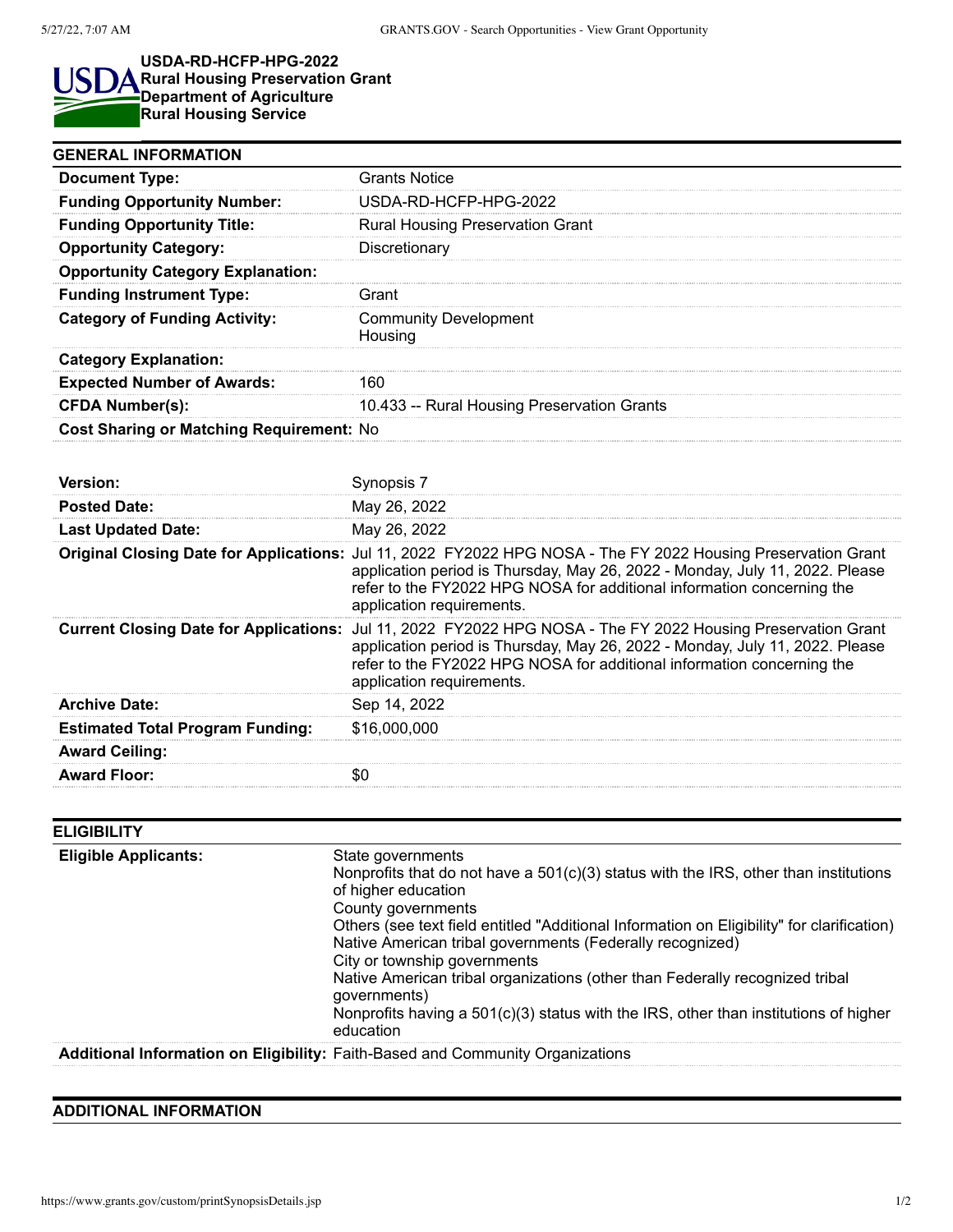# USDA-RD-HCFP-HPG-2022
**Rural Housing Preservation Grant**
**Department of Agriculture**
**Rural Housing Service**

## GENERAL INFORMATION

| | |
|---|---|
| **Document Type:** | Grants Notice |
| **Funding Opportunity Number:** | USDA-RD-HCFP-HPG-2022 |
| **Funding Opportunity Title:** | Rural Housing Preservation Grant |
| **Opportunity Category:** | Discretionary |
| **Opportunity Category Explanation:** | |
| **Funding Instrument Type:** | Grant |
| **Category of Funding Activity:** | Community Development<br>Housing |
| **Category Explanation:** | |
| **Expected Number of Awards:** | 160 |
| **CFDA Number(s):** | 10.433 -- Rural Housing Preservation Grants |
| **Cost Sharing or Matching Requirement:** | No |

| | |
|---|---|
| **Version:** | Synopsis 7 |
| **Posted Date:** | May 26, 2022 |
| **Last Updated Date:** | May 26, 2022 |
| **Original Closing Date for Applications:** | Jul 11, 2022 FY2022 HPG NOSA - The FY 2022 Housing Preservation Grant application period is Thursday, May 26, 2022 - Monday, July 11, 2022. Please refer to the FY2022 HPG NOSA for additional information concerning the application requirements. |
| **Current Closing Date for Applications:** | Jul 11, 2022 FY2022 HPG NOSA - The FY 2022 Housing Preservation Grant application period is Thursday, May 26, 2022 - Monday, July 11, 2022. Please refer to the FY2022 HPG NOSA for additional information concerning the application requirements. |
| **Archive Date:** | Sep 14, 2022 |
| **Estimated Total Program Funding:** | $16,000,000 |
| **Award Ceiling:** | |
| **Award Floor:** | $0 |

## ELIGIBILITY

| | |
|---|---|
| **Eligible Applicants:** | State governments<br>Nonprofits that do not have a 501(c)(3) status with the IRS, other than institutions of higher education<br>County governments<br>Others (see text field entitled "Additional Information on Eligibility" for clarification)<br>Native American tribal governments (Federally recognized)<br>City or township governments<br>Native American tribal organizations (other than Federally recognized tribal governments)<br>Nonprofits having a 501(c)(3) status with the IRS, other than institutions of higher education |
| **Additional Information on Eligibility:** | Faith-Based and Community Organizations |

## ADDITIONAL INFORMATION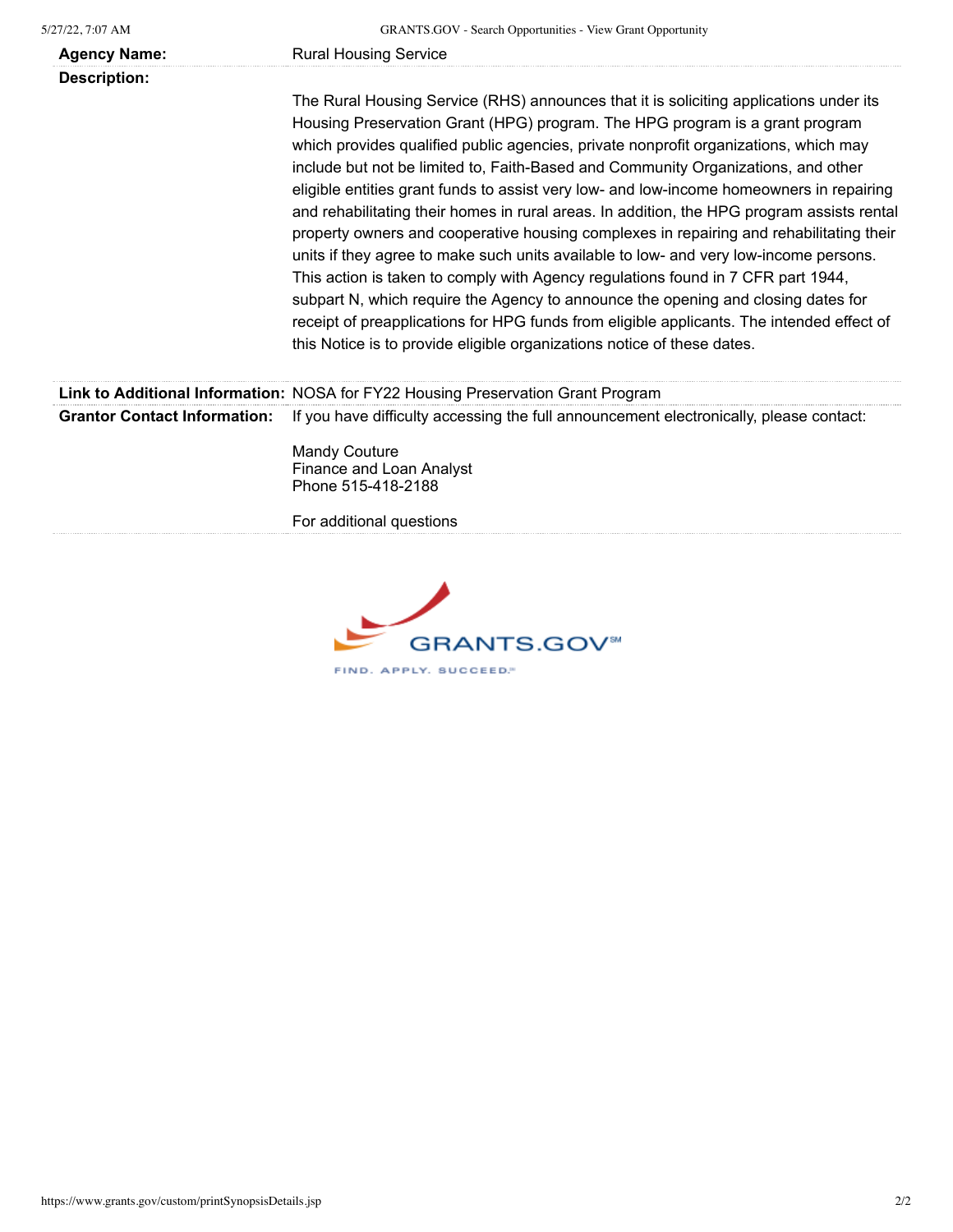| | |
|---|---|
| **Agency Name:** | Rural Housing Service |
| **Description:** | The Rural Housing Service (RHS) announces that it is soliciting applications under its Housing Preservation Grant (HPG) program. The HPG program is a grant program which provides qualified public agencies, private nonprofit organizations, which may include but not be limited to, Faith-Based and Community Organizations, and other eligible entities grant funds to assist very low- and low-income homeowners in repairing and rehabilitating their homes in rural areas. In addition, the HPG program assists rental property owners and cooperative housing complexes in repairing and rehabilitating their units if they agree to make such units available to low- and very low-income persons. This action is taken to comply with Agency regulations found in 7 CFR part 1944, subpart N, which require the Agency to announce the opening and closing dates for receipt of preapplications for HPG funds from eligible applicants. The intended effect of this Notice is to provide eligible organizations notice of these dates. |
| **Link to Additional Information:** | NOSA for FY22 Housing Preservation Grant Program |
| **Grantor Contact Information:** | If you have difficulty accessing the full announcement electronically, please contact:<br><br>Mandy Couture<br>Finance and Loan Analyst<br>Phone 515-418-2188<br><br>For additional questions |

GRANTS.GOV[SM]

FIND. APPLY. SUCCEED.[SM]